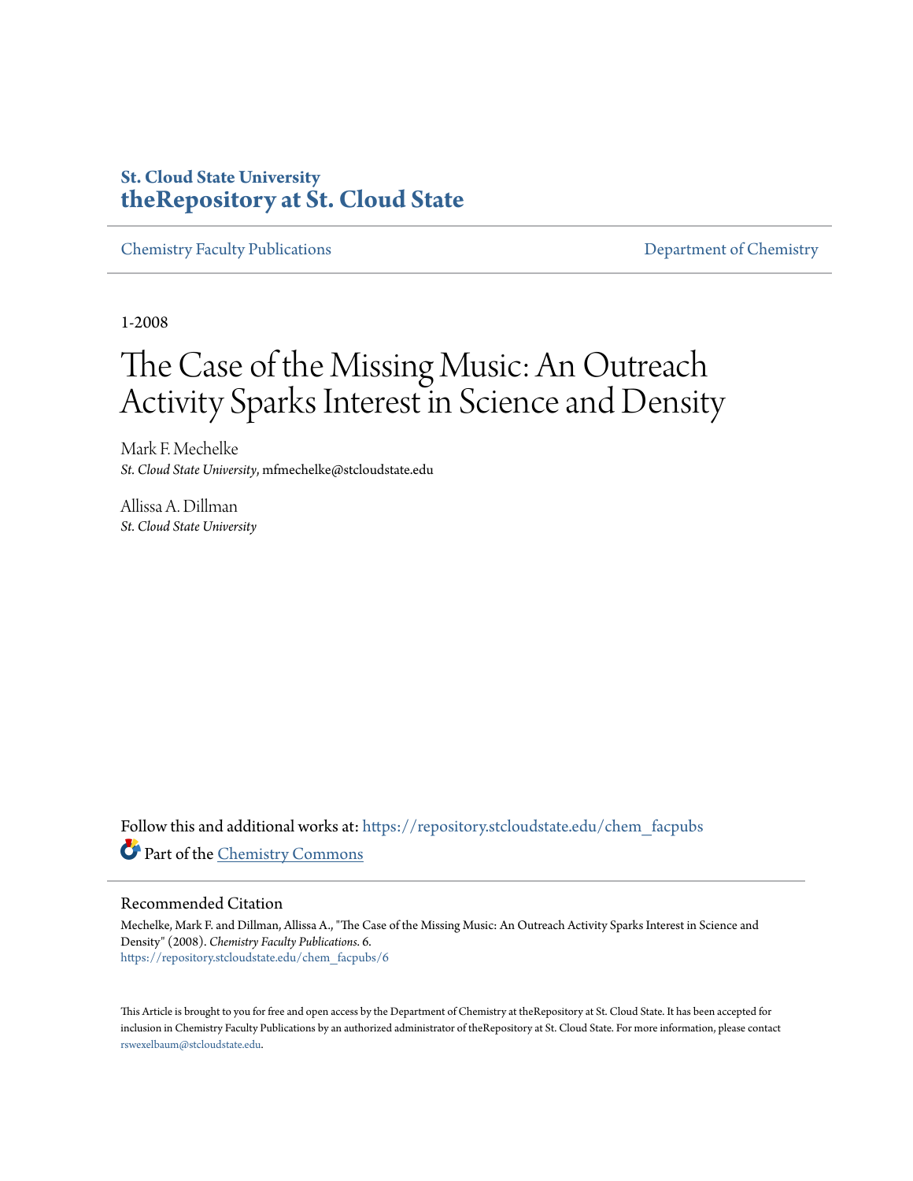St. Cloud State University
**theRepository at St. Cloud State**

Chemistry Faculty Publications | Department of Chemistry

1-2008

# The Case of the Missing Music: An Outreach Activity Sparks Interest in Science and Density

Mark F. Mechelke
*St. Cloud State University*, mfmechelke@stcloudstate.edu

Allissa A. Dillman
*St. Cloud State University*

Follow this and additional works at: https://repository.stcloudstate.edu/chem_facpubs

Part of the Chemistry Commons

## Recommended Citation

Mechelke, Mark F. and Dillman, Allissa A., "The Case of the Missing Music: An Outreach Activity Sparks Interest in Science and Density" (2008). *Chemistry Faculty Publications*. 6.
https://repository.stcloudstate.edu/chem_facpubs/6

This Article is brought to you for free and open access by the Department of Chemistry at theRepository at St. Cloud State. It has been accepted for inclusion in Chemistry Faculty Publications by an authorized administrator of theRepository at St. Cloud State. For more information, please contact rswexelbaum@stcloudstate.edu.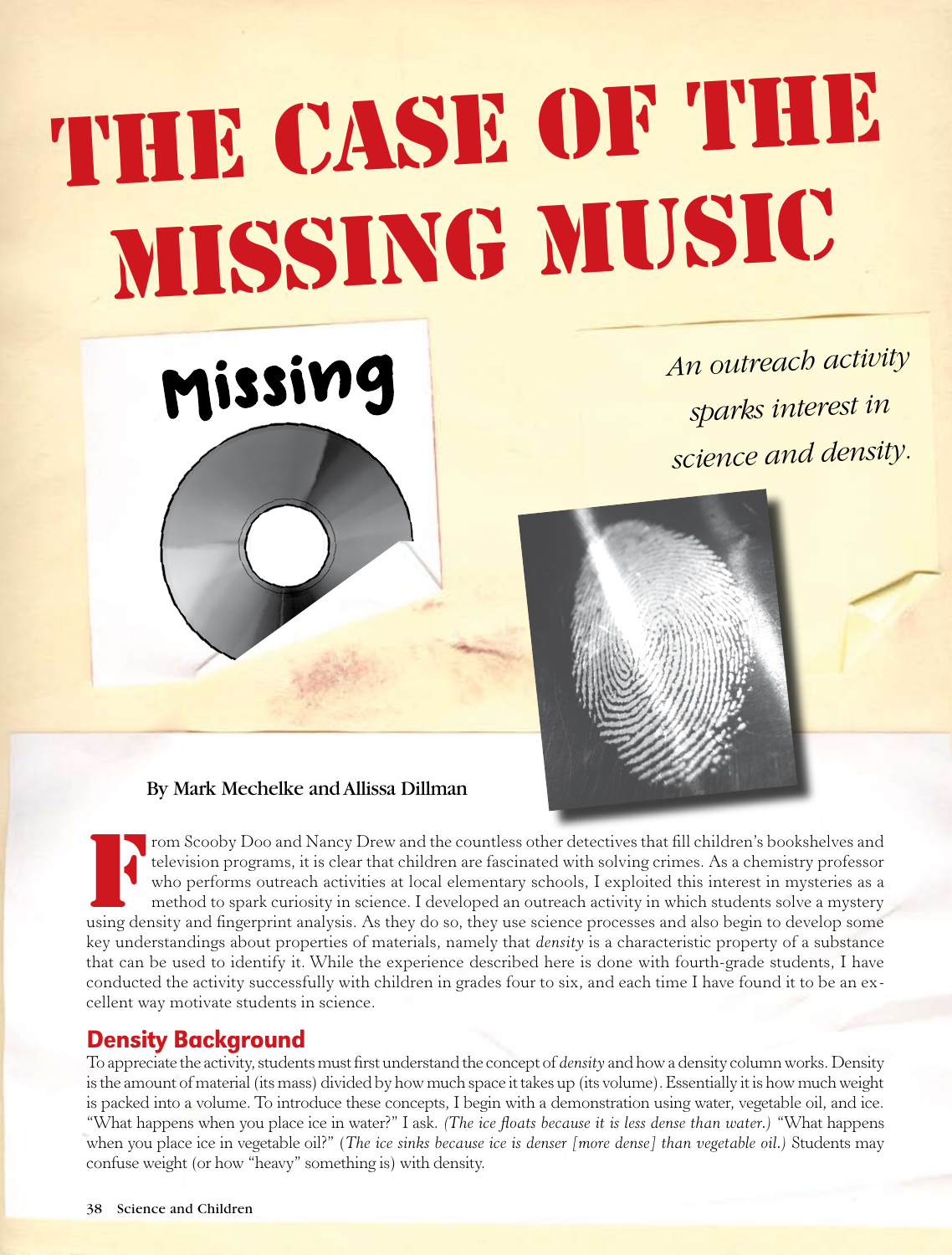# THE CASE OF THE MISSING MUSIC

*An outreach activity sparks interest in science and density.*

By Mark Mechelke and Allissa Dillman

From Scooby Doo and Nancy Drew and the countless other detectives that fill children's bookshelves and television programs, it is clear that children are fascinated with solving crimes. As a chemistry professor who performs outreach activities at local elementary schools, I exploited this interest in mysteries as a method to spark curiosity in science. I developed an outreach activity in which students solve a mystery using density and fingerprint analysis. As they do so, they use science processes and also begin to develop some key understandings about properties of materials, namely that *density* is a characteristic property of a substance that can be used to identify it. While the experience described here is done with fourth-grade students, I have conducted the activity successfully with children in grades four to six, and each time I have found it to be an excellent way motivate students in science.

## Density Background

To appreciate the activity, students must first understand the concept of *density* and how a density column works. Density is the amount of material (its mass) divided by how much space it takes up (its volume). Essentially it is how much weight is packed into a volume. To introduce these concepts, I begin with a demonstration using water, vegetable oil, and ice. "What happens when you place ice in water?" I ask. *(The ice floats because it is less dense than water.)* "What happens when you place ice in vegetable oil?" (*The ice sinks because ice is denser [more dense] than vegetable oil.)* Students may confuse weight (or how "heavy" something is) with density.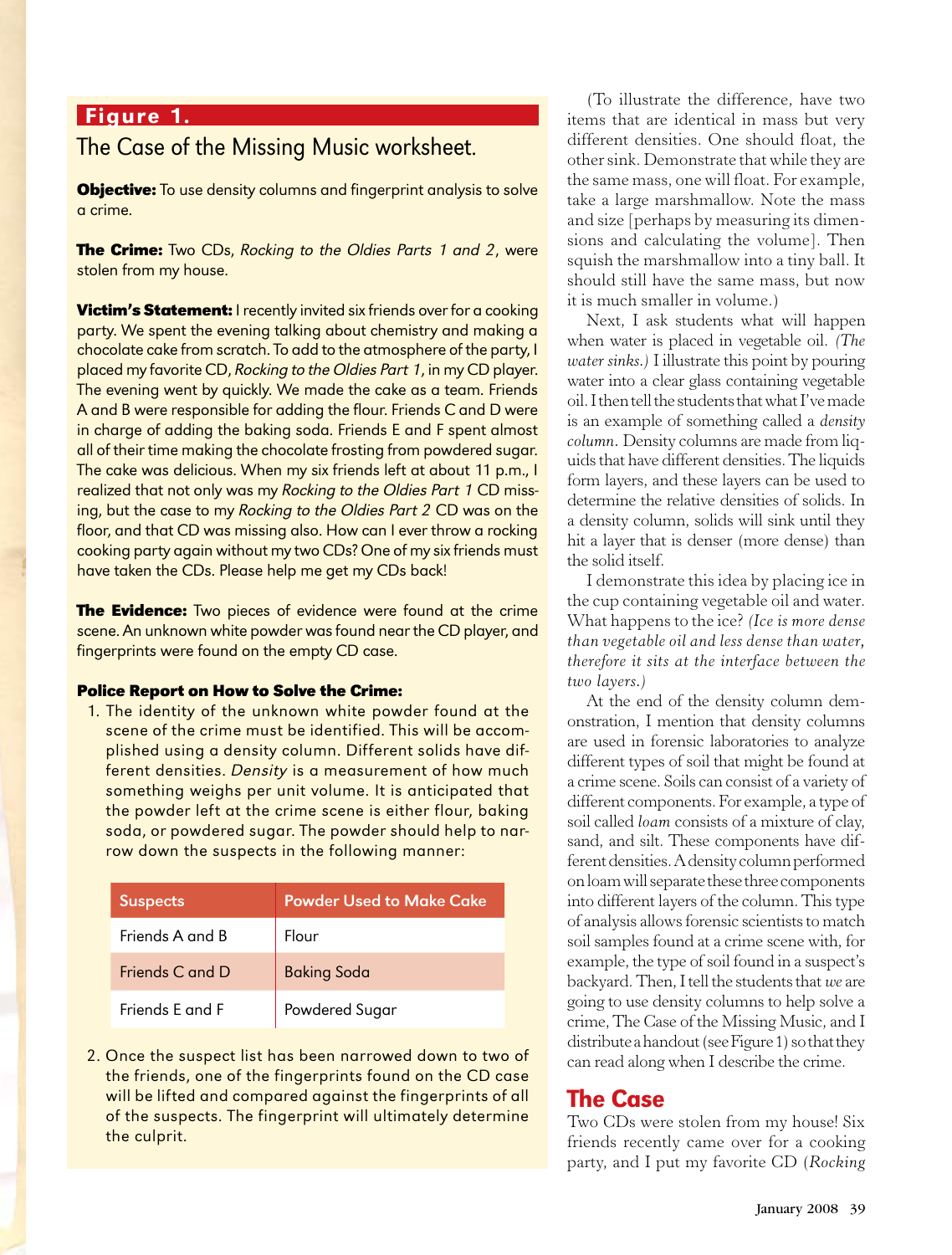**Figure 1.**

The Case of the Missing Music worksheet.

**Objective:** To use density columns and fingerprint analysis to solve a crime.

**The Crime:** Two CDs, *Rocking to the Oldies Parts 1 and 2*, were stolen from my house.

**Victim's Statement:** I recently invited six friends over for a cooking party. We spent the evening talking about chemistry and making a chocolate cake from scratch. To add to the atmosphere of the party, I placed my favorite CD, *Rocking to the Oldies Part 1*, in my CD player. The evening went by quickly. We made the cake as a team. Friends A and B were responsible for adding the flour. Friends C and D were in charge of adding the baking soda. Friends E and F spent almost all of their time making the chocolate frosting from powdered sugar. The cake was delicious. When my six friends left at about 11 p.m., I realized that not only was my *Rocking to the Oldies Part 1* CD missing, but the case to my *Rocking to the Oldies Part 2* CD was on the floor, and that CD was missing also. How can I ever throw a rocking cooking party again without my two CDs? One of my six friends must have taken the CDs. Please help me get my CDs back!

**The Evidence:** Two pieces of evidence were found at the crime scene. An unknown white powder was found near the CD player, and fingerprints were found on the empty CD case.

**Police Report on How to Solve the Crime:**

1. The identity of the unknown white powder found at the scene of the crime must be identified. This will be accomplished using a density column. Different solids have different densities. *Density* is a measurement of how much something weighs per unit volume. It is anticipated that the powder left at the crime scene is either flour, baking soda, or powdered sugar. The powder should help to narrow down the suspects in the following manner:

| Suspects | Powder Used to Make Cake |
|---|---|
| Friends A and B | Flour |
| Friends C and D | Baking Soda |
| Friends E and F | Powdered Sugar |

2. Once the suspect list has been narrowed down to two of the friends, one of the fingerprints found on the CD case will be lifted and compared against the fingerprints of all of the suspects. The fingerprint will ultimately determine the culprit.

(To illustrate the difference, have two items that are identical in mass but very different densities. One should float, the other sink. Demonstrate that while they are the same mass, one will float. For example, take a large marshmallow. Note the mass and size [perhaps by measuring its dimensions and calculating the volume]. Then squish the marshmallow into a tiny ball. It should still have the same mass, but now it is much smaller in volume.)

Next, I ask students what will happen when water is placed in vegetable oil. *(The water sinks.)* I illustrate this point by pouring water into a clear glass containing vegetable oil. I then tell the students that what I've made is an example of something called a *density column*. Density columns are made from liquids that have different densities. The liquids form layers, and these layers can be used to determine the relative densities of solids. In a density column, solids will sink until they hit a layer that is denser (more dense) than the solid itself.

I demonstrate this idea by placing ice in the cup containing vegetable oil and water. What happens to the ice? *(Ice is more dense than vegetable oil and less dense than water, therefore it sits at the interface between the two layers.)*

At the end of the density column demonstration, I mention that density columns are used in forensic laboratories to analyze different types of soil that might be found at a crime scene. Soils can consist of a variety of different components. For example, a type of soil called *loam* consists of a mixture of clay, sand, and silt. These components have different densities. A density column performed on loam will separate these three components into different layers of the column. This type of analysis allows forensic scientists to match soil samples found at a crime scene with, for example, the type of soil found in a suspect's backyard. Then, I tell the students that *we* are going to use density columns to help solve a crime, The Case of the Missing Music, and I distribute a handout (see Figure 1) so that they can read along when I describe the crime.

## The Case

Two CDs were stolen from my house! Six friends recently came over for a cooking party, and I put my favorite CD (*Rocking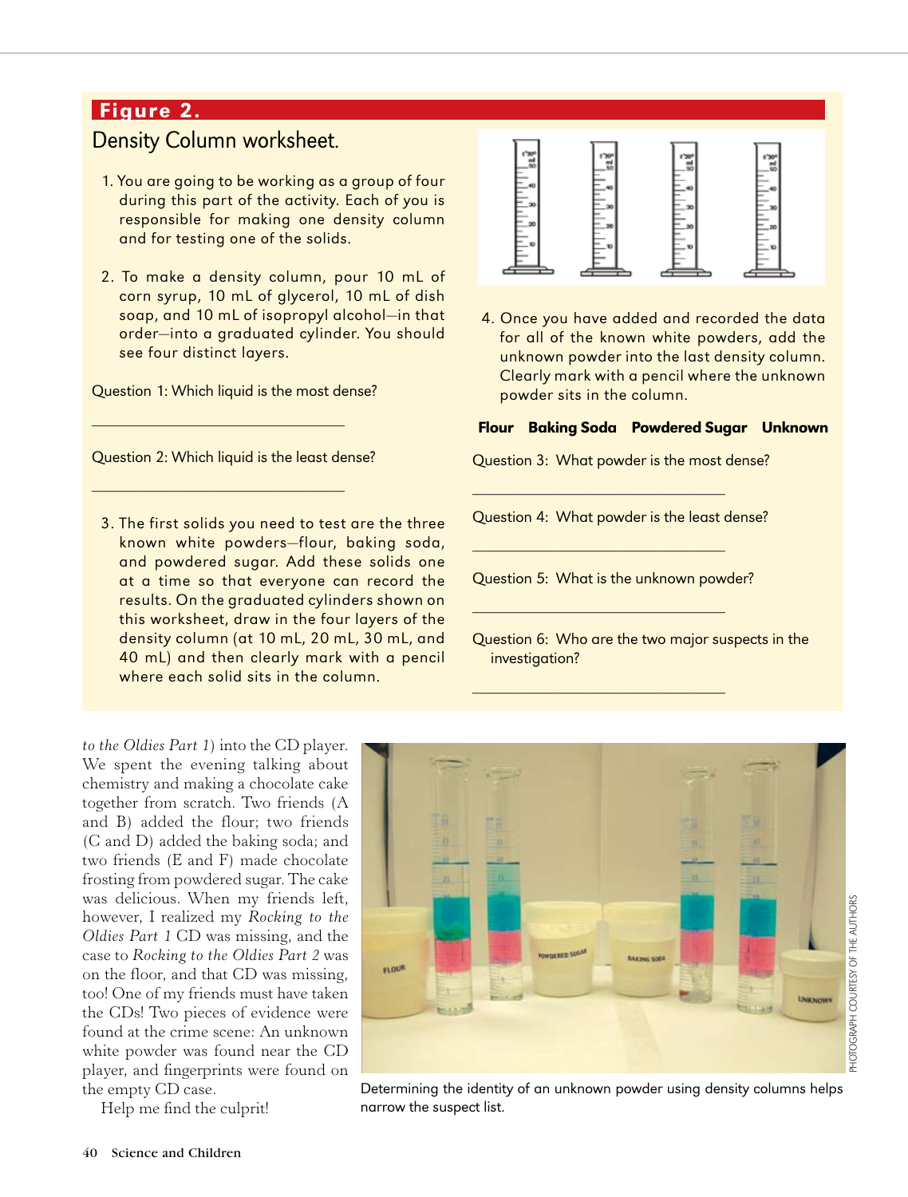## Figure 2.

### Density Column worksheet.

1. You are going to be working as a group of four during this part of the activity. Each of you is responsible for making one density column and for testing one of the solids.

2. To make a density column, pour 10 mL of corn syrup, 10 mL of glycerol, 10 mL of dish soap, and 10 mL of isopropyl alcohol—in that order—into a graduated cylinder. You should see four distinct layers.

Question 1: Which liquid is the most dense?

\_\_\_\_\_\_\_\_\_\_\_\_\_\_\_\_\_\_\_\_\_\_\_\_\_\_\_\_\_\_\_\_

Question 2: Which liquid is the least dense?

\_\_\_\_\_\_\_\_\_\_\_\_\_\_\_\_\_\_\_\_\_\_\_\_\_\_\_\_\_\_\_\_

3. The first solids you need to test are the three known white powders—flour, baking soda, and powdered sugar. Add these solids one at a time so that everyone can record the results. On the graduated cylinders shown on this worksheet, draw in the four layers of the density column (at 10 mL, 20 mL, 30 mL, and 40 mL) and then clearly mark with a pencil where each solid sits in the column.

4. Once you have added and recorded the data for all of the known white powders, add the unknown powder into the last density column. Clearly mark with a pencil where the unknown powder sits in the column.

**Flour　Baking Soda　Powdered Sugar　Unknown**

Question 3: What powder is the most dense?

\_\_\_\_\_\_\_\_\_\_\_\_\_\_\_\_\_\_\_\_\_\_\_\_\_\_\_\_\_\_\_\_

Question 4: What powder is the least dense?

\_\_\_\_\_\_\_\_\_\_\_\_\_\_\_\_\_\_\_\_\_\_\_\_\_\_\_\_\_\_\_\_

Question 5: What is the unknown powder?

\_\_\_\_\_\_\_\_\_\_\_\_\_\_\_\_\_\_\_\_\_\_\_\_\_\_\_\_\_\_\_\_

Question 6: Who are the two major suspects in the investigation?

\_\_\_\_\_\_\_\_\_\_\_\_\_\_\_\_\_\_\_\_\_\_\_\_\_\_\_\_\_\_\_\_

to the Oldies Part 1*) into the CD player. We spent the evening talking about chemistry and making a chocolate cake together from scratch. Two friends (A and B) added the flour; two friends (C and D) added the baking soda; and two friends (E and F) made chocolate frosting from powdered sugar. The cake was delicious. When my friends left, however, I realized my *Rocking to the Oldies Part 1* CD was missing, and the case to *Rocking to the Oldies Part 2* was on the floor, and that CD was missing, too! One of my friends must have taken the CDs! Two pieces of evidence were found at the crime scene: An unknown white powder was found near the CD player, and fingerprints were found on the empty CD case.

Help me find the culprit!

Determining the identity of an unknown powder using density columns helps narrow the suspect list.

PHOTOGRAPH COURTESY OF THE AUTHORS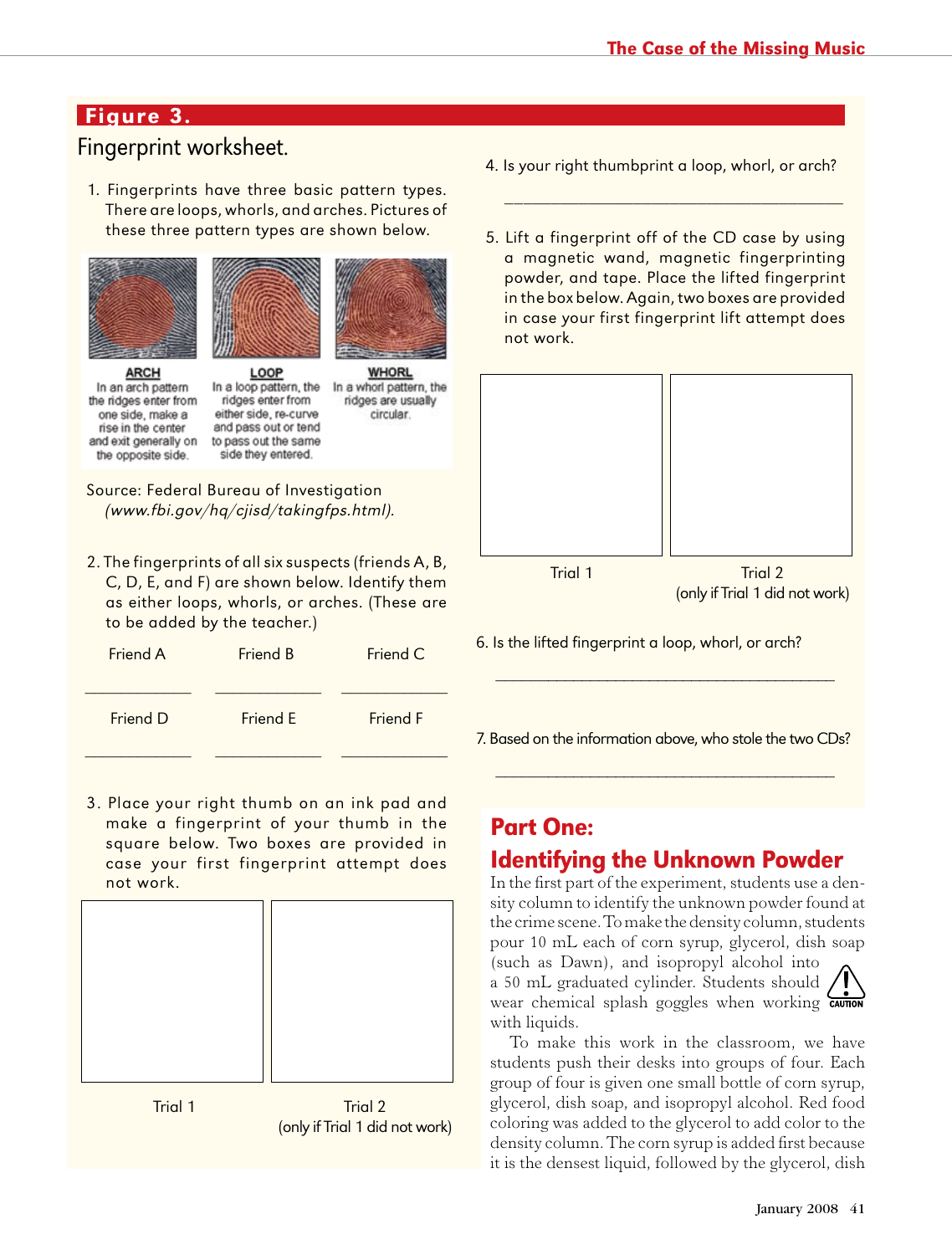## Figure 3.

Fingerprint worksheet.

1. Fingerprints have three basic pattern types. There are loops, whorls, and arches. Pictures of these three pattern types are shown below.

**ARCH**
In an arch pattern the ridges enter from one side, make a rise in the center and exit generally on the opposite side.

**LOOP**
In a loop pattern, the ridges enter from either side, re-curve and pass out or tend to pass out the same side they entered.

**WHORL**
In a whorl pattern, the ridges are usually circular.

Source: Federal Bureau of Investigation *(www.fbi.gov/hq/cjisd/takingfps.html).*

2. The fingerprints of all six suspects (friends A, B, C, D, E, and F) are shown below. Identify them as either loops, whorls, or arches. (These are to be added by the teacher.)

| Friend A | Friend B | Friend C |
|---|---|---|
| ____________ | ____________ | ____________ |
| **Friend D** | **Friend E** | **Friend F** |
| ____________ | ____________ | ____________ |

3. Place your right thumb on an ink pad and make a fingerprint of your thumb in the square below. Two boxes are provided in case your first fingerprint attempt does not work.

| Trial 1 | Trial 2 (only if Trial 1 did not work) |
|---|---|
| | |

4. Is your right thumbprint a loop, whorl, or arch?

________________________________________

5. Lift a fingerprint off of the CD case by using a magnetic wand, magnetic fingerprinting powder, and tape. Place the lifted fingerprint in the box below. Again, two boxes are provided in case your first fingerprint lift attempt does not work.

| Trial 1 | Trial 2 (only if Trial 1 did not work) |
|---|---|
| | |

6. Is the lifted fingerprint a loop, whorl, or arch?

________________________________________

7. Based on the information above, who stole the two CDs?

________________________________________

## Part One: Identifying the Unknown Powder

In the first part of the experiment, students use a density column to identify the unknown powder found at the crime scene. To make the density column, students pour 10 mL each of corn syrup, glycerol, dish soap (such as Dawn), and isopropyl alcohol into a 50 mL graduated cylinder. Students should wear chemical splash goggles when working with liquids.

To make this work in the classroom, we have students push their desks into groups of four. Each group of four is given one small bottle of corn syrup, glycerol, dish soap, and isopropyl alcohol. Red food coloring was added to the glycerol to add color to the density column. The corn syrup is added first because it is the densest liquid, followed by the glycerol, dish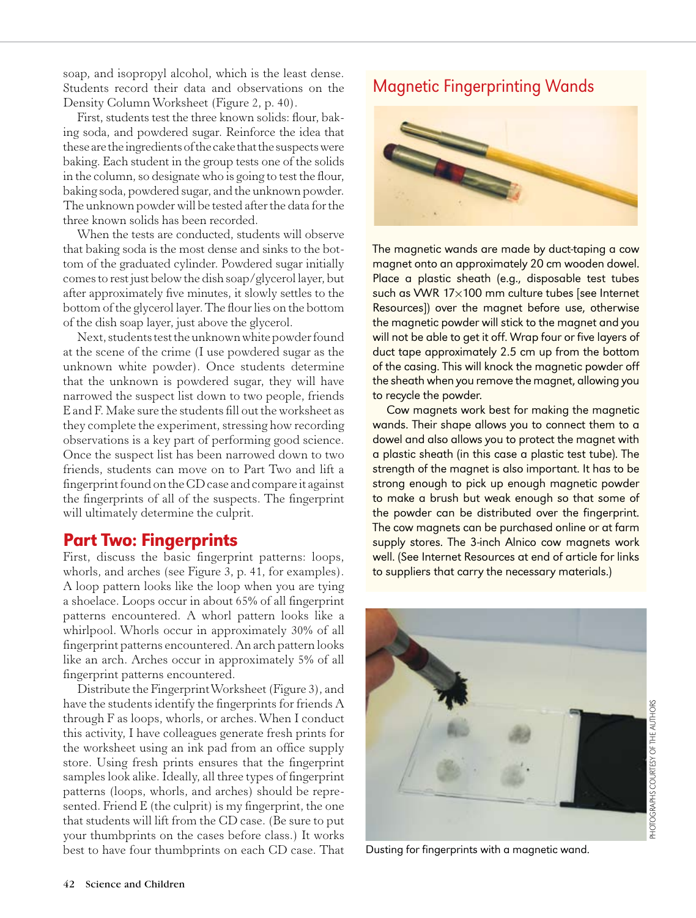soap, and isopropyl alcohol, which is the least dense. Students record their data and observations on the Density Column Worksheet (Figure 2, p. 40).

First, students test the three known solids: flour, baking soda, and powdered sugar. Reinforce the idea that these are the ingredients of the cake that the suspects were baking. Each student in the group tests one of the solids in the column, so designate who is going to test the flour, baking soda, powdered sugar, and the unknown powder. The unknown powder will be tested after the data for the three known solids has been recorded.

When the tests are conducted, students will observe that baking soda is the most dense and sinks to the bottom of the graduated cylinder. Powdered sugar initially comes to rest just below the dish soap/glycerol layer, but after approximately five minutes, it slowly settles to the bottom of the glycerol layer. The flour lies on the bottom of the dish soap layer, just above the glycerol.

Next, students test the unknown white powder found at the scene of the crime (I use powdered sugar as the unknown white powder). Once students determine that the unknown is powdered sugar, they will have narrowed the suspect list down to two people, friends E and F. Make sure the students fill out the worksheet as they complete the experiment, stressing how recording observations is a key part of performing good science. Once the suspect list has been narrowed down to two friends, students can move on to Part Two and lift a fingerprint found on the CD case and compare it against the fingerprints of all of the suspects. The fingerprint will ultimately determine the culprit.

## Part Two: Fingerprints

First, discuss the basic fingerprint patterns: loops, whorls, and arches (see Figure 3, p. 41, for examples). A loop pattern looks like the loop when you are tying a shoelace. Loops occur in about 65% of all fingerprint patterns encountered. A whorl pattern looks like a whirlpool. Whorls occur in approximately 30% of all fingerprint patterns encountered. An arch pattern looks like an arch. Arches occur in approximately 5% of all fingerprint patterns encountered.

Distribute the Fingerprint Worksheet (Figure 3), and have the students identify the fingerprints for friends A through F as loops, whorls, or arches. When I conduct this activity, I have colleagues generate fresh prints for the worksheet using an ink pad from an office supply store. Using fresh prints ensures that the fingerprint samples look alike. Ideally, all three types of fingerprint patterns (loops, whorls, and arches) should be represented. Friend E (the culprit) is my fingerprint, the one that students will lift from the CD case. (Be sure to put your thumbprints on the cases before class.) It works best to have four thumbprints on each CD case. That

### Magnetic Fingerprinting Wands

The magnetic wands are made by duct-taping a cow magnet onto an approximately 20 cm wooden dowel. Place a plastic sheath (e.g., disposable test tubes such as VWR 17×100 mm culture tubes [see Internet Resources]) over the magnet before use, otherwise the magnetic powder will stick to the magnet and you will not be able to get it off. Wrap four or five layers of duct tape approximately 2.5 cm up from the bottom of the casing. This will knock the magnetic powder off the sheath when you remove the magnet, allowing you to recycle the powder.

Cow magnets work best for making the magnetic wands. Their shape allows you to connect them to a dowel and also allows you to protect the magnet with a plastic sheath (in this case a plastic test tube). The strength of the magnet is also important. It has to be strong enough to pick up enough magnetic powder to make a brush but weak enough so that some of the powder can be distributed over the fingerprint. The cow magnets can be purchased online or at farm supply stores. The 3-inch Alnico cow magnets work well. (See Internet Resources at end of article for links to suppliers that carry the necessary materials.)

Dusting for fingerprints with a magnetic wand.

PHOTOGRAPHS COURTESY OF THE AUTHORS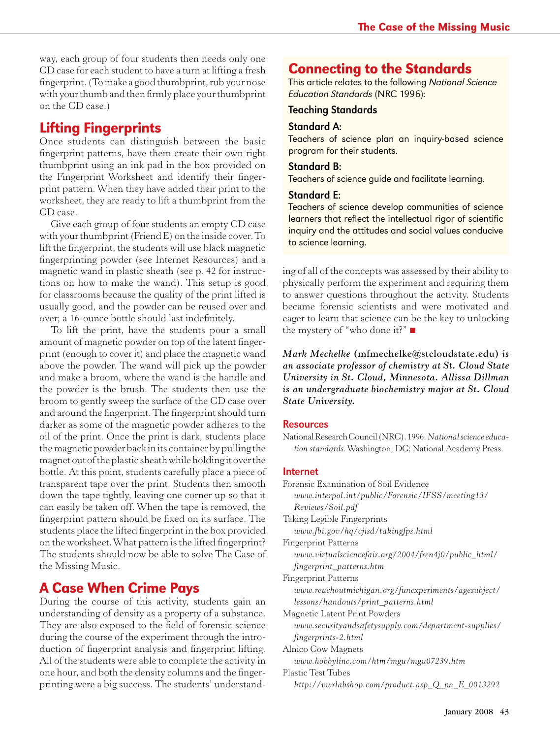way, each group of four students then needs only one CD case for each student to have a turn at lifting a fresh fingerprint. (To make a good thumbprint, rub your nose with your thumb and then firmly place your thumbprint on the CD case.)

## Lifting Fingerprints

Once students can distinguish between the basic fingerprint patterns, have them create their own right thumbprint using an ink pad in the box provided on the Fingerprint Worksheet and identify their fingerprint pattern. When they have added their print to the worksheet, they are ready to lift a thumbprint from the CD case.

Give each group of four students an empty CD case with your thumbprint (Friend E) on the inside cover. To lift the fingerprint, the students will use black magnetic fingerprinting powder (see Internet Resources) and a magnetic wand in plastic sheath (see p. 42 for instructions on how to make the wand). This setup is good for classrooms because the quality of the print lifted is usually good, and the powder can be reused over and over; a 16-ounce bottle should last indefinitely.

To lift the print, have the students pour a small amount of magnetic powder on top of the latent fingerprint (enough to cover it) and place the magnetic wand above the powder. The wand will pick up the powder and make a broom, where the wand is the handle and the powder is the brush. The students then use the broom to gently sweep the surface of the CD case over and around the fingerprint. The fingerprint should turn darker as some of the magnetic powder adheres to the oil of the print. Once the print is dark, students place the magnetic powder back in its container by pulling the magnet out of the plastic sheath while holding it over the bottle. At this point, students carefully place a piece of transparent tape over the print. Students then smooth down the tape tightly, leaving one corner up so that it can easily be taken off. When the tape is removed, the fingerprint pattern should be fixed on its surface. The students place the lifted fingerprint in the box provided on the worksheet. What pattern is the lifted fingerprint? The students should now be able to solve The Case of the Missing Music.

## A Case When Crime Pays

During the course of this activity, students gain an understanding of density as a property of a substance. They are also exposed to the field of forensic science during the course of the experiment through the introduction of fingerprint analysis and fingerprint lifting. All of the students were able to complete the activity in one hour, and both the density columns and the fingerprinting were a big success. The students' understanding of all of the concepts was assessed by their ability to physically perform the experiment and requiring them to answer questions throughout the activity. Students became forensic scientists and were motivated and eager to learn that science can be the key to unlocking the mystery of "who done it?" ■

## Connecting to the Standards

This article relates to the following *National Science Education Standards* (NRC 1996):

### Teaching Standards

**Standard A:**
Teachers of science plan an inquiry-based science program for their students.

**Standard B:**
Teachers of science guide and facilitate learning.

**Standard E:**
Teachers of science develop communities of science learners that reflect the intellectual rigor of scientific inquiry and the attitudes and social values conducive to science learning.

***Mark Mechelke* (mfmechelke@stcloudstate.edu) *is an associate professor of chemistry at St. Cloud State University in St. Cloud, Minnesota. Allissa Dillman is an undergraduate biochemistry major at St. Cloud State University.***

## Resources

National Research Council (NRC). 1996. *National science education standards.* Washington, DC: National Academy Press.

## Internet

Forensic Examination of Soil Evidence
*www.interpol.int/public/Forensic/IFSS/meeting13/Reviews/Soil.pdf*

Taking Legible Fingerprints
*www.fbi.gov/hq/cjisd/takingfps.html*

Fingerprint Patterns
*www.virtualsciencefair.org/2004/fren4j0/public_html/fingerprint_patterns.htm*

Fingerprint Patterns
*www.reachoutmichigan.org/funexperiments/agesubject/lessons/handouts/print_patterns.html*

Magnetic Latent Print Powders
*www.securityandsafetysupply.com/department-supplies/fingerprints-2.html*

Alnico Cow Magnets
*www.hobbylinc.com/htm/mgu/mgu07239.htm*

Plastic Test Tubes
*http://vwrlabshop.com/product.asp_Q_pn_E_0013292*